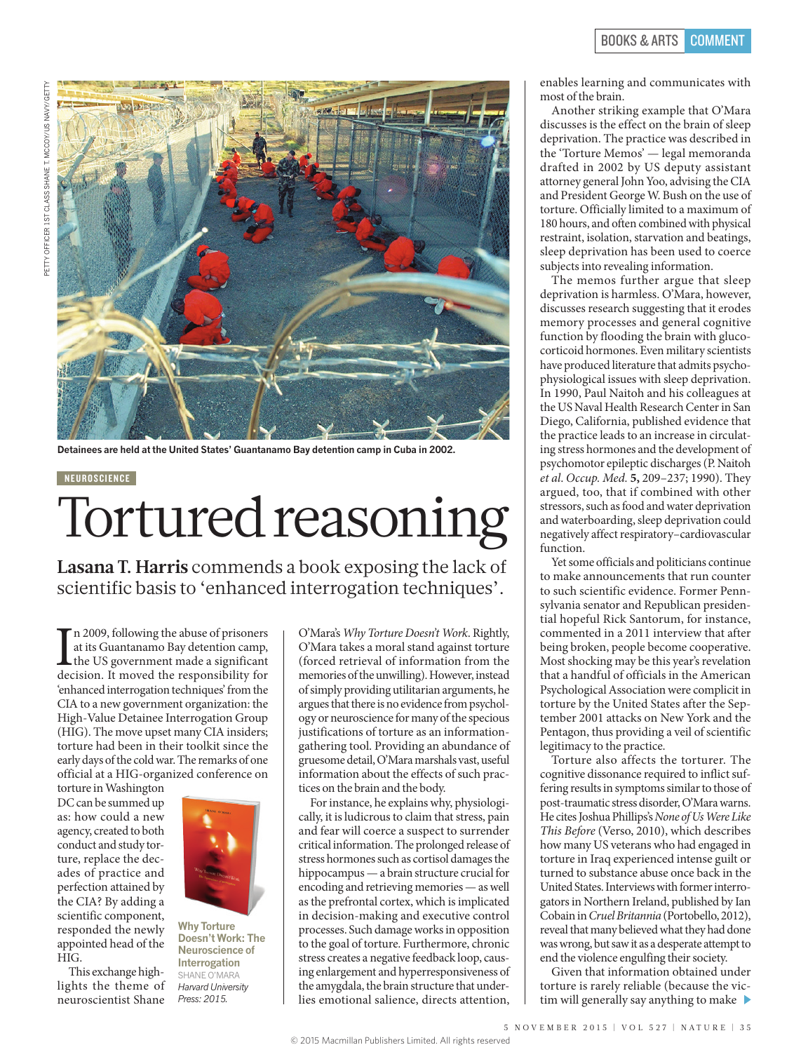Detainees are held at the United States' Guantanamo Bay detention camp in Cuba in 2002.

NEUROSCIENCE

# Tortured reasoning

**Lasana T. Harris** commends a book exposing the lack of scientific basis to 'enhanced interrogation techniques'.

In 2009, following the abuse of prisoners at its Guantanamo Bay detention camp, the US government made a significant decision. It moved the responsibility for 'enhanced interrogation techniques' from the CIA to a new government organization: the High-Value Detainee Interrogation Group (HIG). The move upset many CIA insiders; torture had been in their toolkit since the early days of the cold war. The remarks of one official at a HIG-organized conference on torture in Washington DC can be summed up as: how could a new agency, created to both conduct and study torture, replace the decades of practice and perfection attained by the CIA? By adding a scientific component, responded the newly appointed head of the HIG.

**Why Torture Doesn't Work: The Neuroscience of Interrogation**
SHANE O'MARA
*Harvard University Press: 2015.*

This exchange highlights the theme of neuroscientist Shane O'Mara's *Why Torture Doesn't Work*. Rightly, O'Mara takes a moral stand against torture (forced retrieval of information from the memories of the unwilling). However, instead of simply providing utilitarian arguments, he argues that there is no evidence from psychology or neuroscience for many of the specious justifications of torture as an information-gathering tool. Providing an abundance of gruesome detail, O'Mara marshals vast, useful information about the effects of such practices on the brain and the body.

For instance, he explains why, physiologically, it is ludicrous to claim that stress, pain and fear will coerce a suspect to surrender critical information. The prolonged release of stress hormones such as cortisol damages the hippocampus — a brain structure crucial for encoding and retrieving memories — as well as the prefrontal cortex, which is implicated in decision-making and executive control processes. Such damage works in opposition to the goal of torture. Furthermore, chronic stress creates a negative feedback loop, causing enlargement and hyperresponsiveness of the amygdala, the brain structure that underlies emotional salience, directs attention, enables learning and communicates with most of the brain.

Another striking example that O'Mara discusses is the effect on the brain of sleep deprivation. The practice was described in the 'Torture Memos' — legal memoranda drafted in 2002 by US deputy assistant attorney general John Yoo, advising the CIA and President George W. Bush on the use of torture. Officially limited to a maximum of 180 hours, and often combined with physical restraint, isolation, starvation and beatings, sleep deprivation has been used to coerce subjects into revealing information.

The memos further argue that sleep deprivation is harmless. O'Mara, however, discusses research suggesting that it erodes memory processes and general cognitive function by flooding the brain with glucocorticoid hormones. Even military scientists have produced literature that admits psychophysiological issues with sleep deprivation. In 1990, Paul Naitoh and his colleagues at the US Naval Health Research Center in San Diego, California, published evidence that the practice leads to an increase in circulating stress hormones and the development of psychomotor epileptic discharges (P. Naitoh *et al. Occup. Med.* **5,** 209–237; 1990). They argued, too, that if combined with other stressors, such as food and water deprivation and waterboarding, sleep deprivation could negatively affect respiratory–cardiovascular function.

Yet some officials and politicians continue to make announcements that run counter to such scientific evidence. Former Pennsylvania senator and Republican presidential hopeful Rick Santorum, for instance, commented in a 2011 interview that after being broken, people become cooperative. Most shocking may be this year's revelation that a handful of officials in the American Psychological Association were complicit in torture by the United States after the September 2001 attacks on New York and the Pentagon, thus providing a veil of scientific legitimacy to the practice.

Torture also affects the torturer. The cognitive dissonance required to inflict suffering results in symptoms similar to those of post-traumatic stress disorder, O'Mara warns. He cites Joshua Phillips's *None of Us Were Like This Before* (Verso, 2010), which describes how many US veterans who had engaged in torture in Iraq experienced intense guilt or turned to substance abuse once back in the United States. Interviews with former interrogators in Northern Ireland, published by Ian Cobain in *Cruel Britannia* (Portobello, 2012), reveal that many believed what they had done was wrong, but saw it as a desperate attempt to end the violence engulfing their society.

Given that information obtained under torture is rarely reliable (because the victim will generally say anything to make ▶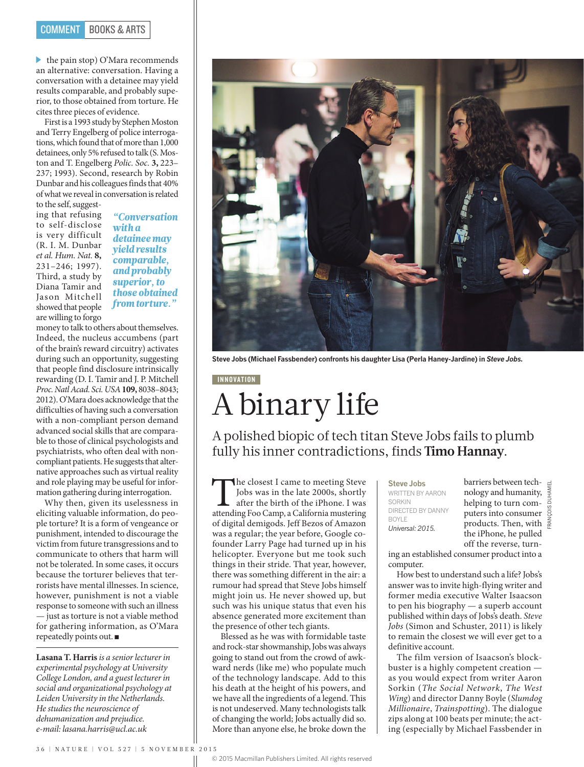the pain stop) O'Mara recommends an alternative: conversation. Having a conversation with a detainee may yield results comparable, and probably superior, to those obtained from torture. He cites three pieces of evidence.

First is a 1993 study by Stephen Moston and Terry Engelberg of police interrogations, which found that of more than 1,000 detainees, only 5% refused to talk (S. Moston and T. Engelberg *Polic. Soc.* **3,** 223–237; 1993). Second, research by Robin Dunbar and his colleagues finds that 40% of what we reveal in conversation is related to the self, suggesting that refusing to self-disclose is very difficult (R. I. M. Dunbar *et al. Hum. Nat.* **8,** 231–246; 1997). Third, a study by Diana Tamir and Jason Mitchell showed that people are willing to forgo money to talk to others about themselves. Indeed, the nucleus accumbens (part of the brain's reward circuitry) activates during such an opportunity, suggesting that people find disclosure intrinsically rewarding (D. I. Tamir and J. P. Mitchell *Proc. Natl Acad. Sci. USA* **109,** 8038–8043; 2012). O'Mara does acknowledge that the difficulties of having such a conversation with a non-compliant person demand advanced social skills that are comparable to those of clinical psychologists and psychiatrists, who often deal with non-compliant patients. He suggests that alternative approaches such as virtual reality and role playing may be useful for information gathering during interrogation.

> *"Conversation with a detainee may yield results comparable, and probably superior, to those obtained from torture."*

Why then, given its uselessness in eliciting valuable information, do people torture? It is a form of vengeance or punishment, intended to discourage the victim from future transgressions and to communicate to others that harm will not be tolerated. In some cases, it occurs because the torturer believes that terrorists have mental illnesses. In science, however, punishment is not a viable response to someone with such an illness — just as torture is not a viable method for gathering information, as O'Mara repeatedly points out. ■

**Lasana T. Harris** *is a senior lecturer in experimental psychology at University College London, and a guest lecturer in social and organizational psychology at Leiden University in the Netherlands. He studies the neuroscience of dehumanization and prejudice.*
*e-mail: lasana.harris@ucl.ac.uk*

Steve Jobs (Michael Fassbender) confronts his daughter Lisa (Perla Haney-Jardine) in *Steve Jobs.*

INNOVATION

# A binary life

## A polished biopic of tech titan Steve Jobs fails to plumb fully his inner contradictions, finds **Timo Hannay**.

**Steve Jobs**
WRITTEN BY AARON SORKIN
DIRECTED BY DANNY BOYLE
*Universal: 2015.*

The closest I came to meeting Steve Jobs was in the late 2000s, shortly after the birth of the iPhone. I was attending Foo Camp, a California mustering of digital demigods. Jeff Bezos of Amazon was a regular; the year before, Google co-founder Larry Page had turned up in his helicopter. Everyone but me took such things in their stride. That year, however, there was something different in the air: a rumour had spread that Steve Jobs himself might join us. He never showed up, but such was his unique status that even his absence generated more excitement than the presence of other tech giants.

Blessed as he was with formidable taste and rock-star showmanship, Jobs was always going to stand out from the crowd of awkward nerds (like me) who populate much of the technology landscape. Add to this his death at the height of his powers, and we have all the ingredients of a legend. This is not undeserved. Many technologists talk of changing the world; Jobs actually did so. More than anyone else, he broke down the barriers between technology and humanity, helping to turn computers into consumer products. Then, with the iPhone, he pulled off the reverse, turning an established consumer product into a computer.

How best to understand such a life? Jobs's answer was to invite high-flying writer and former media executive Walter Isaacson to pen his biography — a superb account published within days of Jobs's death. *Steve Jobs* (Simon and Schuster, 2011) is likely to remain the closest we will ever get to a definitive account.

The film version of Isaacson's blockbuster is a highly competent creation — as you would expect from writer Aaron Sorkin (*The Social Network*, *The West Wing*) and director Danny Boyle (*Slumdog Millionaire*, *Trainspotting*). The dialogue zips along at 100 beats per minute; the acting (especially by Michael Fassbender in